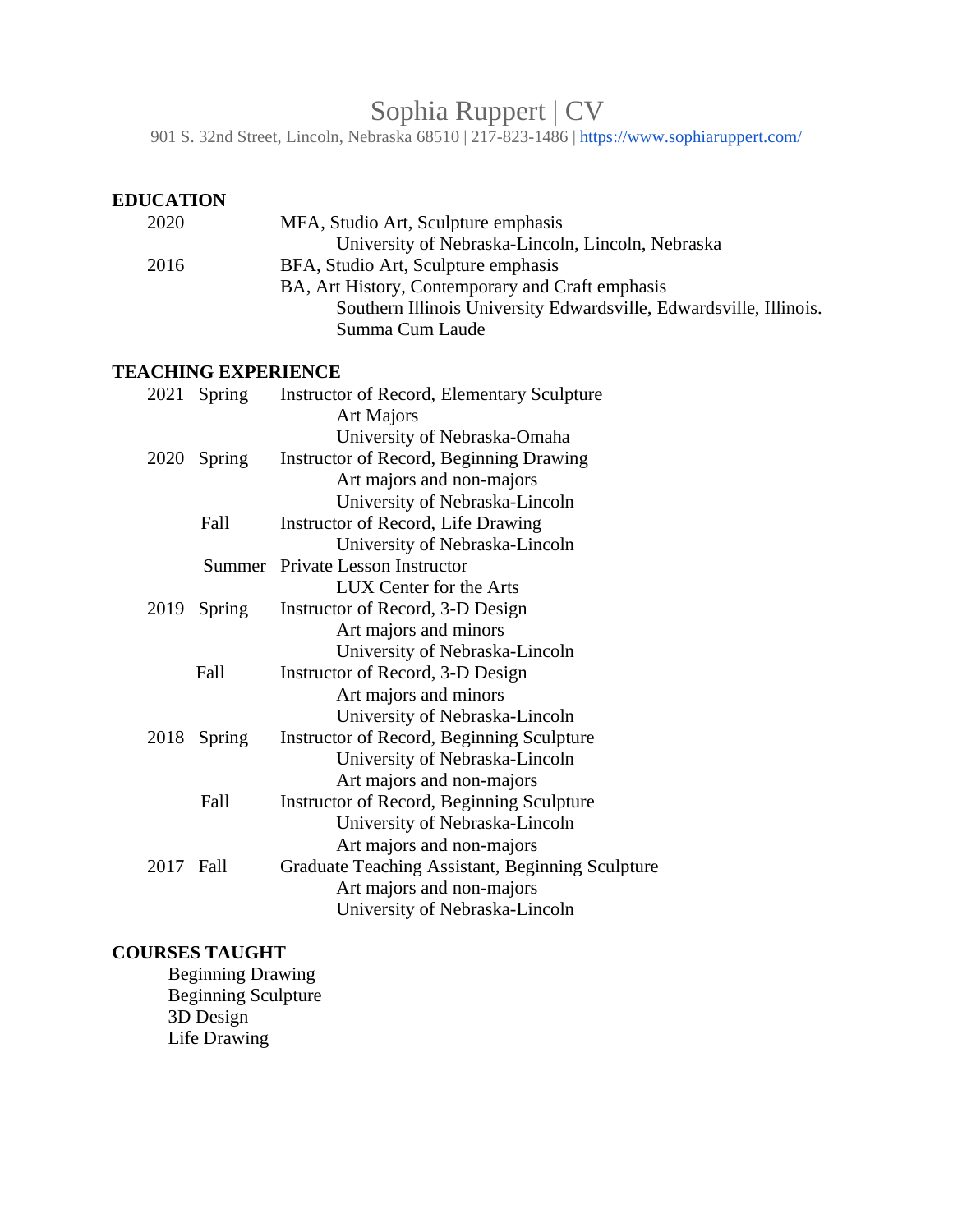# Sophia Ruppert | CV

901 S. 32nd Street, Lincoln, Nebraska 68510 | 217-823-1486 | https://www.sophiaruppert.com/

## EDUCATION

2020 MFA, Studio Art, Sculpture emphasis
University of Nebraska-Lincoln, Lincoln, Nebraska

2016 BFA, Studio Art, Sculpture emphasis
BA, Art History, Contemporary and Craft emphasis
Southern Illinois University Edwardsville, Edwardsville, Illinois.
Summa Cum Laude

## TEACHING EXPERIENCE

2021 Spring Instructor of Record, Elementary Sculpture
Art Majors
University of Nebraska-Omaha

2020 Spring Instructor of Record, Beginning Drawing
Art majors and non-majors
University of Nebraska-Lincoln

Fall Instructor of Record, Life Drawing
University of Nebraska-Lincoln

Summer Private Lesson Instructor
LUX Center for the Arts

2019 Spring Instructor of Record, 3-D Design
Art majors and minors
University of Nebraska-Lincoln

Fall Instructor of Record, 3-D Design
Art majors and minors
University of Nebraska-Lincoln

2018 Spring Instructor of Record, Beginning Sculpture
University of Nebraska-Lincoln
Art majors and non-majors

Fall Instructor of Record, Beginning Sculpture
University of Nebraska-Lincoln
Art majors and non-majors

2017 Fall Graduate Teaching Assistant, Beginning Sculpture
Art majors and non-majors
University of Nebraska-Lincoln

## COURSES TAUGHT

Beginning Drawing
Beginning Sculpture
3D Design
Life Drawing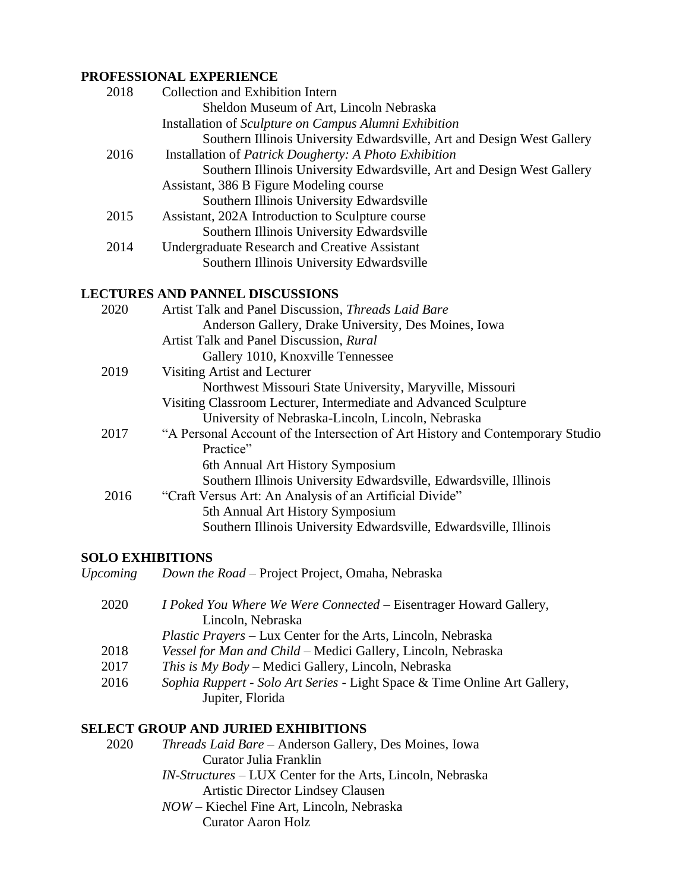## PROFESSIONAL EXPERIENCE

2018 Collection and Exhibition Intern
Sheldon Museum of Art, Lincoln Nebraska
Installation of *Sculpture on Campus Alumni Exhibition*
Southern Illinois University Edwardsville, Art and Design West Gallery

2016 Installation of *Patrick Dougherty: A Photo Exhibition*
Southern Illinois University Edwardsville, Art and Design West Gallery
Assistant, 386 B Figure Modeling course
Southern Illinois University Edwardsville

2015 Assistant, 202A Introduction to Sculpture course
Southern Illinois University Edwardsville

2014 Undergraduate Research and Creative Assistant
Southern Illinois University Edwardsville

## LECTURES AND PANNEL DISCUSSIONS

2020 Artist Talk and Panel Discussion, *Threads Laid Bare*
Anderson Gallery, Drake University, Des Moines, Iowa
Artist Talk and Panel Discussion, *Rural*
Gallery 1010, Knoxville Tennessee

2019 Visiting Artist and Lecturer
Northwest Missouri State University, Maryville, Missouri
Visiting Classroom Lecturer, Intermediate and Advanced Sculpture
University of Nebraska-Lincoln, Lincoln, Nebraska

2017 "A Personal Account of the Intersection of Art History and Contemporary Studio Practice"
6th Annual Art History Symposium
Southern Illinois University Edwardsville, Edwardsville, Illinois

2016 "Craft Versus Art: An Analysis of an Artificial Divide"
5th Annual Art History Symposium
Southern Illinois University Edwardsville, Edwardsville, Illinois

## SOLO EXHIBITIONS

*Upcoming* *Down the Road* – Project Project, Omaha, Nebraska

2020 *I Poked You Where We Were Connected* – Eisentrager Howard Gallery, Lincoln, Nebraska
*Plastic Prayers* – Lux Center for the Arts, Lincoln, Nebraska

2018 *Vessel for Man and Child* – Medici Gallery, Lincoln, Nebraska

2017 *This is My Body* – Medici Gallery, Lincoln, Nebraska

2016 *Sophia Ruppert - Solo Art Series* - Light Space & Time Online Art Gallery, Jupiter, Florida

## SELECT GROUP AND JURIED EXHIBITIONS

2020 *Threads Laid Bare* – Anderson Gallery, Des Moines, Iowa
Curator Julia Franklin
*IN-Structures* – LUX Center for the Arts, Lincoln, Nebraska
Artistic Director Lindsey Clausen
*NOW* – Kiechel Fine Art, Lincoln, Nebraska
Curator Aaron Holz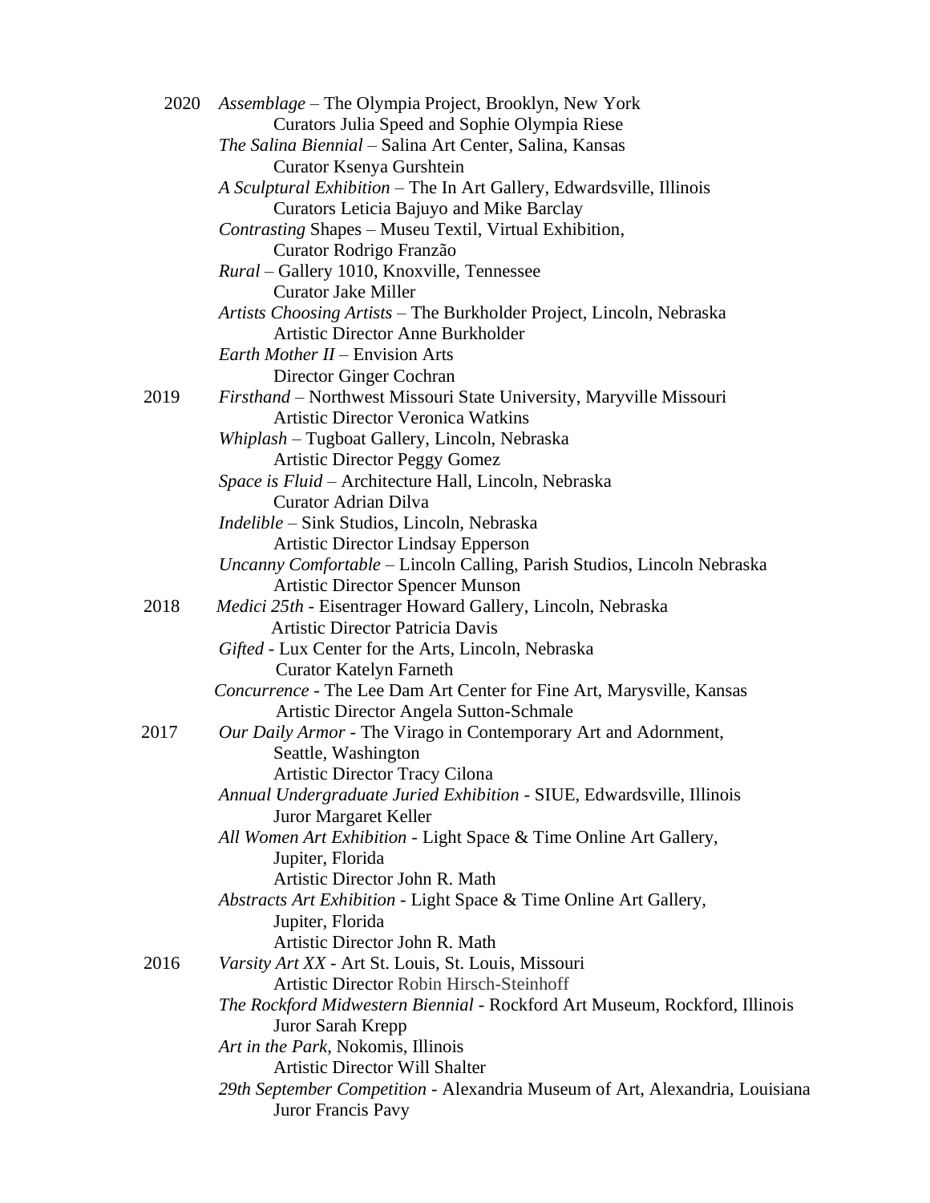2020 *Assemblage* – The Olympia Project, Brooklyn, New York
Curators Julia Speed and Sophie Olympia Riese
*The Salina Biennial* – Salina Art Center, Salina, Kansas
Curator Ksenya Gurshtein
*A Sculptural Exhibition* – The In Art Gallery, Edwardsville, Illinois
Curators Leticia Bajuyo and Mike Barclay
*Contrasting* Shapes – Museu Textil, Virtual Exhibition,
Curator Rodrigo Franzão
*Rural* – Gallery 1010, Knoxville, Tennessee
Curator Jake Miller
*Artists Choosing Artists* – The Burkholder Project, Lincoln, Nebraska
Artistic Director Anne Burkholder
*Earth Mother II* – Envision Arts
Director Ginger Cochran

2019 *Firsthand* – Northwest Missouri State University, Maryville Missouri
Artistic Director Veronica Watkins
*Whiplash* – Tugboat Gallery, Lincoln, Nebraska
Artistic Director Peggy Gomez
*Space is Fluid* – Architecture Hall, Lincoln, Nebraska
Curator Adrian Dilva
*Indelible* – Sink Studios, Lincoln, Nebraska
Artistic Director Lindsay Epperson
*Uncanny Comfortable* – Lincoln Calling, Parish Studios, Lincoln Nebraska
Artistic Director Spencer Munson

2018 *Medici 25th* - Eisentrager Howard Gallery, Lincoln, Nebraska
Artistic Director Patricia Davis
*Gifted* - Lux Center for the Arts, Lincoln, Nebraska
Curator Katelyn Farneth
*Concurrence* - The Lee Dam Art Center for Fine Art, Marysville, Kansas
Artistic Director Angela Sutton-Schmale

2017 *Our Daily Armor* - The Virago in Contemporary Art and Adornment,
Seattle, Washington
Artistic Director Tracy Cilona
*Annual Undergraduate Juried Exhibition* - SIUE, Edwardsville, Illinois
Juror Margaret Keller
*All Women Art Exhibition* - Light Space & Time Online Art Gallery,
Jupiter, Florida
Artistic Director John R. Math
*Abstracts Art Exhibition* - Light Space & Time Online Art Gallery,
Jupiter, Florida
Artistic Director John R. Math

2016 *Varsity Art XX* - Art St. Louis, St. Louis, Missouri
Artistic Director Robin Hirsch-Steinhoff
*The Rockford Midwestern Biennial* - Rockford Art Museum, Rockford, Illinois
Juror Sarah Krepp
*Art in the Park*, Nokomis, Illinois
Artistic Director Will Shalter
*29th September Competition* - Alexandria Museum of Art, Alexandria, Louisiana
Juror Francis Pavy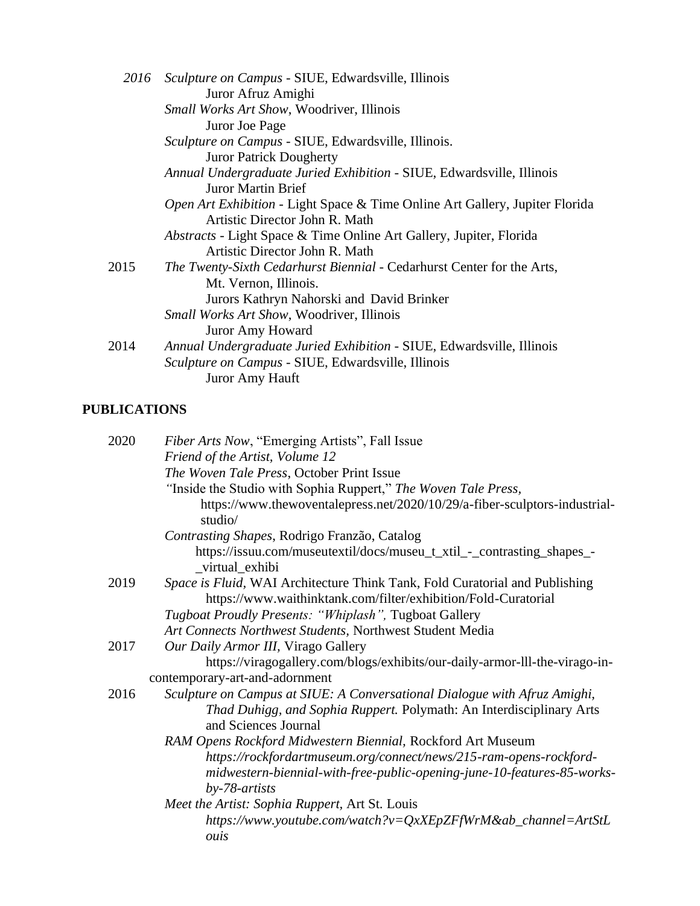*2016* *Sculpture on Campus* - SIUE, Edwardsville, Illinois
Juror Afruz Amighi
*Small Works Art Show*, Woodriver, Illinois
Juror Joe Page
*Sculpture on Campus* - SIUE, Edwardsville, Illinois.
Juror Patrick Dougherty
*Annual Undergraduate Juried Exhibition* - SIUE, Edwardsville, Illinois
Juror Martin Brief
*Open Art Exhibition* - Light Space & Time Online Art Gallery, Jupiter Florida
Artistic Director John R. Math
*Abstracts* - Light Space & Time Online Art Gallery, Jupiter, Florida
Artistic Director John R. Math

2015 *The Twenty-Sixth Cedarhurst Biennial* - Cedarhurst Center for the Arts, Mt. Vernon, Illinois.
Jurors Kathryn Nahorski and David Brinker
*Small Works Art Show*, Woodriver, Illinois
Juror Amy Howard

2014 *Annual Undergraduate Juried Exhibition* - SIUE, Edwardsville, Illinois
*Sculpture on Campus* - SIUE, Edwardsville, Illinois
Juror Amy Hauft

## PUBLICATIONS

2020 *Fiber Arts Now*, "Emerging Artists", Fall Issue
*Friend of the Artist, Volume 12*
*The Woven Tale Press*, October Print Issue
"Inside the Studio with Sophia Ruppert," *The Woven Tale Press*, https://www.thewoventalepress.net/2020/10/29/a-fiber-sculptors-industrial-studio/
*Contrasting Shapes*, Rodrigo Franzão, Catalog
https://issuu.com/museutextil/docs/museu_t_xtil_-_contrasting_shapes_-_virtual_exhibi

2019 *Space is Fluid*, WAI Architecture Think Tank, Fold Curatorial and Publishing
https://www.waithinktank.com/filter/exhibition/Fold-Curatorial
*Tugboat Proudly Presents: "Whiplash"*, Tugboat Gallery
*Art Connects Northwest Students*, Northwest Student Media

2017 *Our Daily Armor III*, Virago Gallery
https://viragogallery.com/blogs/exhibits/our-daily-armor-lll-the-virago-in-contemporary-art-and-adornment

2016 *Sculpture on Campus at SIUE: A Conversational Dialogue with Afruz Amighi, Thad Duhigg, and Sophia Ruppert.* Polymath: An Interdisciplinary Arts and Sciences Journal
*RAM Opens Rockford Midwestern Biennial*, Rockford Art Museum
*https://rockfordartmuseum.org/connect/news/215-ram-opens-rockford-midwestern-biennial-with-free-public-opening-june-10-features-85-works-by-78-artists*
*Meet the Artist: Sophia Ruppert*, Art St. Louis
*https://www.youtube.com/watch?v=QxXEpZFfWrM&ab_channel=ArtStLouis*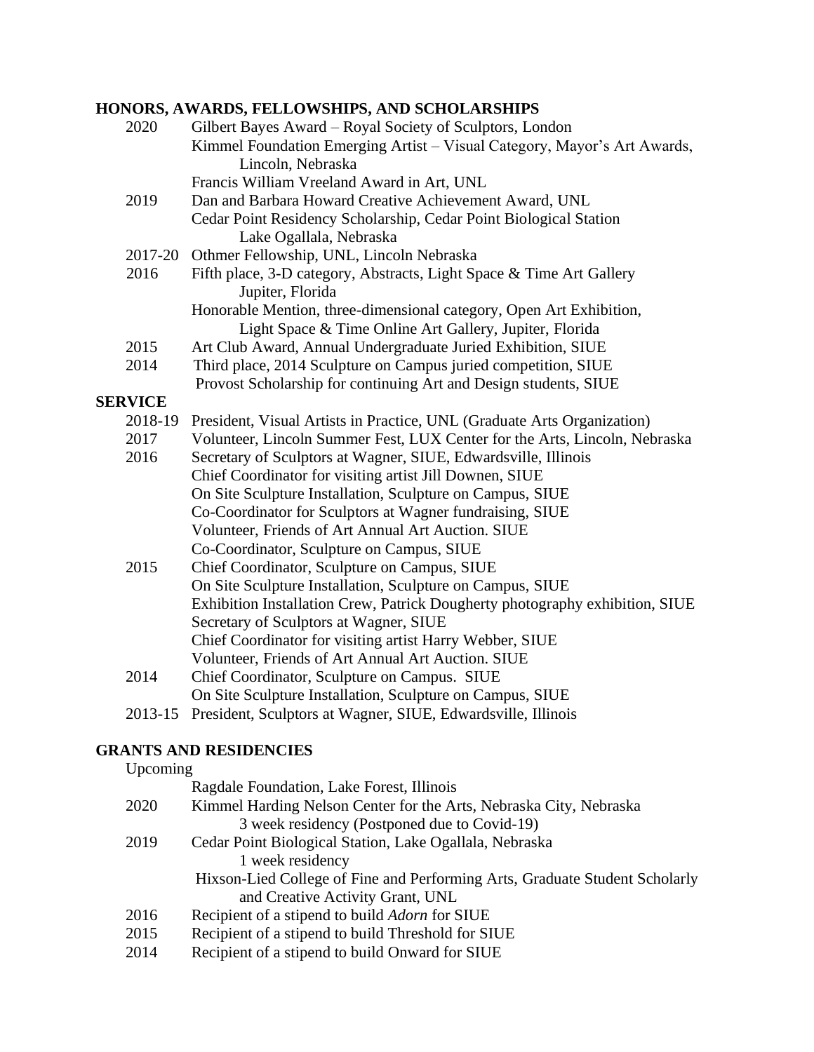## HONORS, AWARDS, FELLOWSHIPS, AND SCHOLARSHIPS

2020 Gilbert Bayes Award – Royal Society of Sculptors, London
  Kimmel Foundation Emerging Artist – Visual Category, Mayor's Art Awards, Lincoln, Nebraska
  Francis William Vreeland Award in Art, UNL

2019 Dan and Barbara Howard Creative Achievement Award, UNL
  Cedar Point Residency Scholarship, Cedar Point Biological Station Lake Ogallala, Nebraska

2017-20 Othmer Fellowship, UNL, Lincoln Nebraska

2016 Fifth place, 3-D category, Abstracts, Light Space & Time Art Gallery Jupiter, Florida
  Honorable Mention, three-dimensional category, Open Art Exhibition, Light Space & Time Online Art Gallery, Jupiter, Florida

2015 Art Club Award, Annual Undergraduate Juried Exhibition, SIUE

2014 Third place, 2014 Sculpture on Campus juried competition, SIUE
  Provost Scholarship for continuing Art and Design students, SIUE

## SERVICE

2018-19 President, Visual Artists in Practice, UNL (Graduate Arts Organization)

2017 Volunteer, Lincoln Summer Fest, LUX Center for the Arts, Lincoln, Nebraska

2016 Secretary of Sculptors at Wagner, SIUE, Edwardsville, Illinois
  Chief Coordinator for visiting artist Jill Downen, SIUE
  On Site Sculpture Installation, Sculpture on Campus, SIUE
  Co-Coordinator for Sculptors at Wagner fundraising, SIUE
  Volunteer, Friends of Art Annual Art Auction. SIUE
  Co-Coordinator, Sculpture on Campus, SIUE

2015 Chief Coordinator, Sculpture on Campus, SIUE
  On Site Sculpture Installation, Sculpture on Campus, SIUE
  Exhibition Installation Crew, Patrick Dougherty photography exhibition, SIUE
  Secretary of Sculptors at Wagner, SIUE
  Chief Coordinator for visiting artist Harry Webber, SIUE
  Volunteer, Friends of Art Annual Art Auction. SIUE

2014 Chief Coordinator, Sculpture on Campus. SIUE
  On Site Sculpture Installation, Sculpture on Campus, SIUE

2013-15 President, Sculptors at Wagner, SIUE, Edwardsville, Illinois

## GRANTS AND RESIDENCIES

Upcoming
  Ragdale Foundation, Lake Forest, Illinois

2020 Kimmel Harding Nelson Center for the Arts, Nebraska City, Nebraska
  3 week residency (Postponed due to Covid-19)

2019 Cedar Point Biological Station, Lake Ogallala, Nebraska
  1 week residency
  Hixson-Lied College of Fine and Performing Arts, Graduate Student Scholarly and Creative Activity Grant, UNL

2016 Recipient of a stipend to build *Adorn* for SIUE

2015 Recipient of a stipend to build Threshold for SIUE

2014 Recipient of a stipend to build Onward for SIUE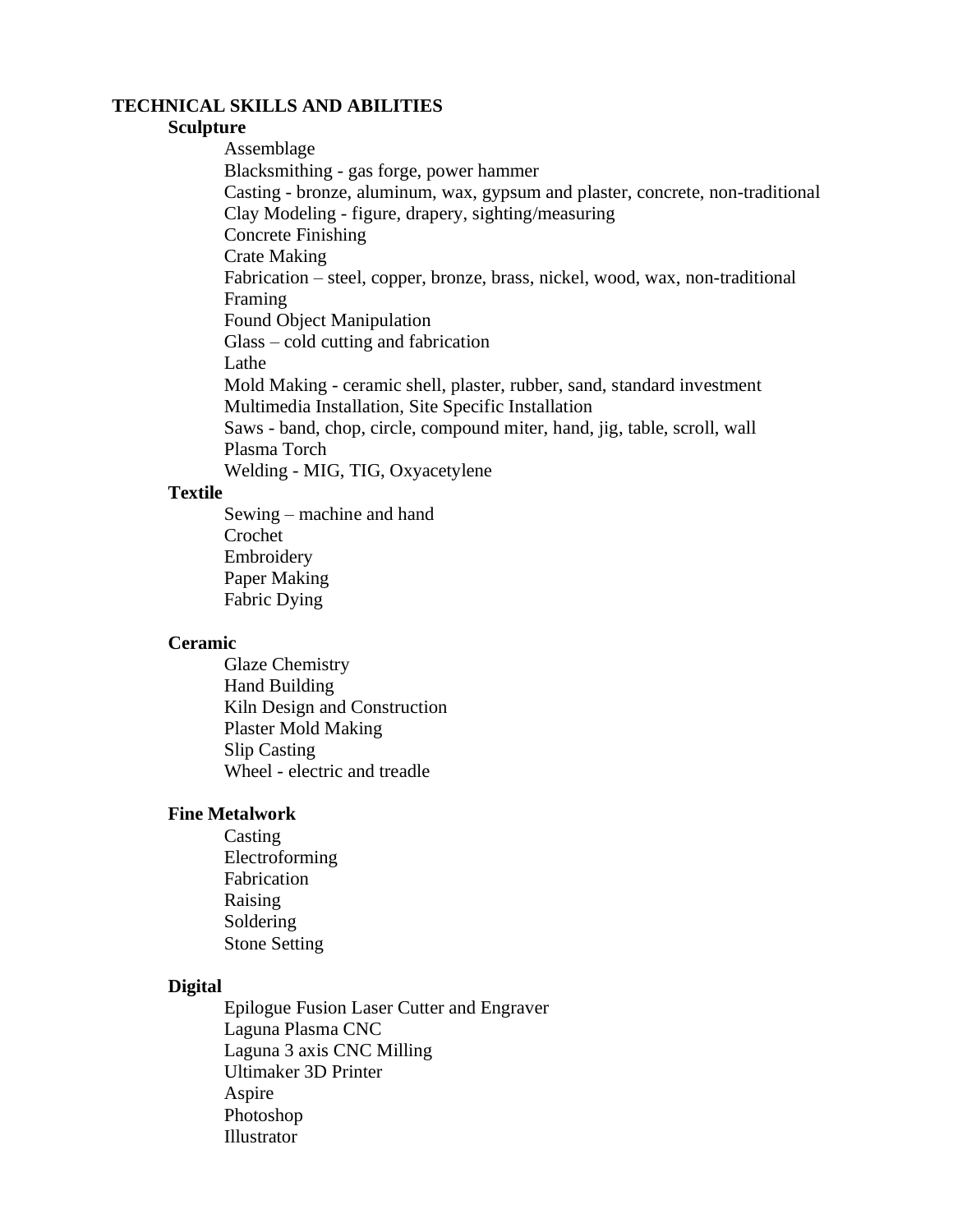## TECHNICAL SKILLS AND ABILITIES

### Sculpture

- Assemblage
- Blacksmithing - gas forge, power hammer
- Casting - bronze, aluminum, wax, gypsum and plaster, concrete, non-traditional
- Clay Modeling - figure, drapery, sighting/measuring
- Concrete Finishing
- Crate Making
- Fabrication – steel, copper, bronze, brass, nickel, wood, wax, non-traditional
- Framing
- Found Object Manipulation
- Glass – cold cutting and fabrication
- Lathe
- Mold Making - ceramic shell, plaster, rubber, sand, standard investment
- Multimedia Installation, Site Specific Installation
- Saws - band, chop, circle, compound miter, hand, jig, table, scroll, wall
- Plasma Torch
- Welding - MIG, TIG, Oxyacetylene

### Textile

- Sewing – machine and hand
- Crochet
- Embroidery
- Paper Making
- Fabric Dying

### Ceramic

- Glaze Chemistry
- Hand Building
- Kiln Design and Construction
- Plaster Mold Making
- Slip Casting
- Wheel - electric and treadle

### Fine Metalwork

- Casting
- Electroforming
- Fabrication
- Raising
- Soldering
- Stone Setting

### Digital

- Epilogue Fusion Laser Cutter and Engraver
- Laguna Plasma CNC
- Laguna 3 axis CNC Milling
- Ultimaker 3D Printer
- Aspire
- Photoshop
- Illustrator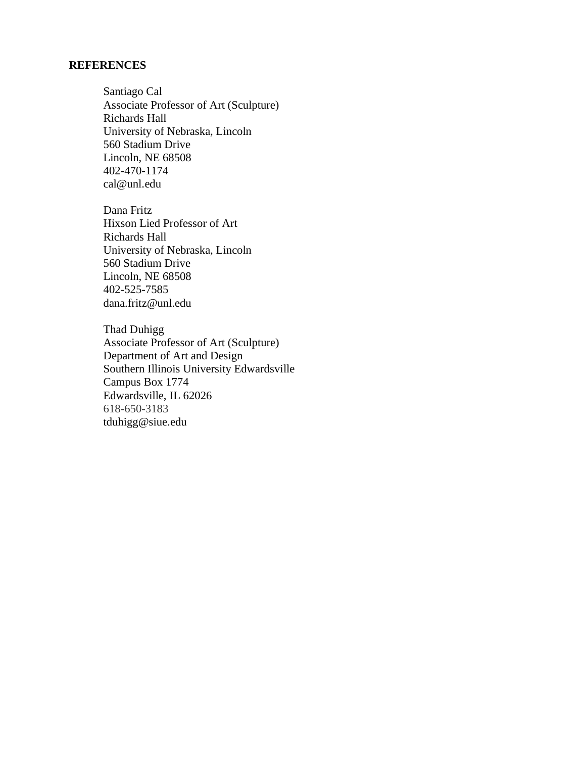**REFERENCES**

Santiago Cal
Associate Professor of Art (Sculpture)
Richards Hall
University of Nebraska, Lincoln
560 Stadium Drive
Lincoln, NE 68508
402-470-1174
cal@unl.edu

Dana Fritz
Hixson Lied Professor of Art
Richards Hall
University of Nebraska, Lincoln
560 Stadium Drive
Lincoln, NE 68508
402-525-7585
dana.fritz@unl.edu

Thad Duhigg
Associate Professor of Art (Sculpture)
Department of Art and Design
Southern Illinois University Edwardsville
Campus Box 1774
Edwardsville, IL 62026
618-650-3183
tduhigg@siue.edu